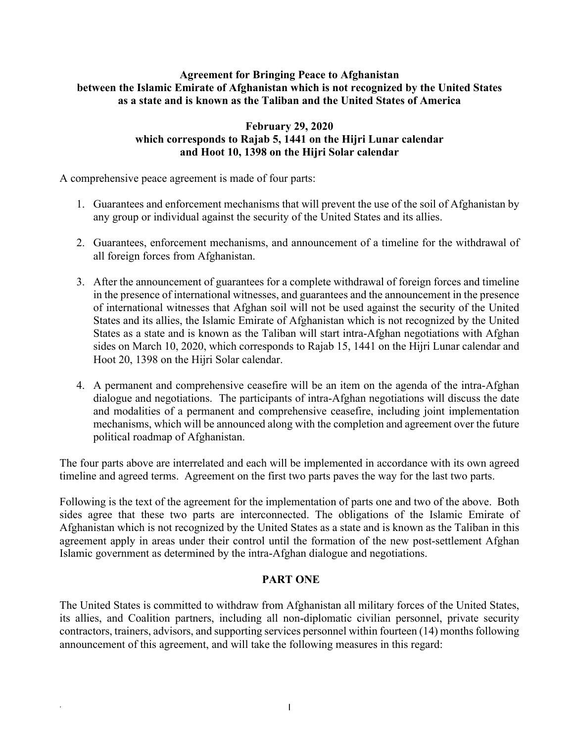# Agreement for Bringing Peace to Afghanistan between the Islamic Emirate of Afghanistan which is not recognized by the United States as a state and is known as the Taliban and the United States of America

**February 29, 2020**
**which corresponds to Rajab 5, 1441 on the Hijri Lunar calendar**
**and Hoot 10, 1398 on the Hijri Solar calendar**

A comprehensive peace agreement is made of four parts:

1. Guarantees and enforcement mechanisms that will prevent the use of the soil of Afghanistan by any group or individual against the security of the United States and its allies.

2. Guarantees, enforcement mechanisms, and announcement of a timeline for the withdrawal of all foreign forces from Afghanistan.

3. After the announcement of guarantees for a complete withdrawal of foreign forces and timeline in the presence of international witnesses, and guarantees and the announcement in the presence of international witnesses that Afghan soil will not be used against the security of the United States and its allies, the Islamic Emirate of Afghanistan which is not recognized by the United States as a state and is known as the Taliban will start intra-Afghan negotiations with Afghan sides on March 10, 2020, which corresponds to Rajab 15, 1441 on the Hijri Lunar calendar and Hoot 20, 1398 on the Hijri Solar calendar.

4. A permanent and comprehensive ceasefire will be an item on the agenda of the intra-Afghan dialogue and negotiations. The participants of intra-Afghan negotiations will discuss the date and modalities of a permanent and comprehensive ceasefire, including joint implementation mechanisms, which will be announced along with the completion and agreement over the future political roadmap of Afghanistan.

The four parts above are interrelated and each will be implemented in accordance with its own agreed timeline and agreed terms. Agreement on the first two parts paves the way for the last two parts.

Following is the text of the agreement for the implementation of parts one and two of the above. Both sides agree that these two parts are interconnected. The obligations of the Islamic Emirate of Afghanistan which is not recognized by the United States as a state and is known as the Taliban in this agreement apply in areas under their control until the formation of the new post-settlement Afghan Islamic government as determined by the intra-Afghan dialogue and negotiations.

## PART ONE

The United States is committed to withdraw from Afghanistan all military forces of the United States, its allies, and Coalition partners, including all non-diplomatic civilian personnel, private security contractors, trainers, advisors, and supporting services personnel within fourteen (14) months following announcement of this agreement, and will take the following measures in this regard: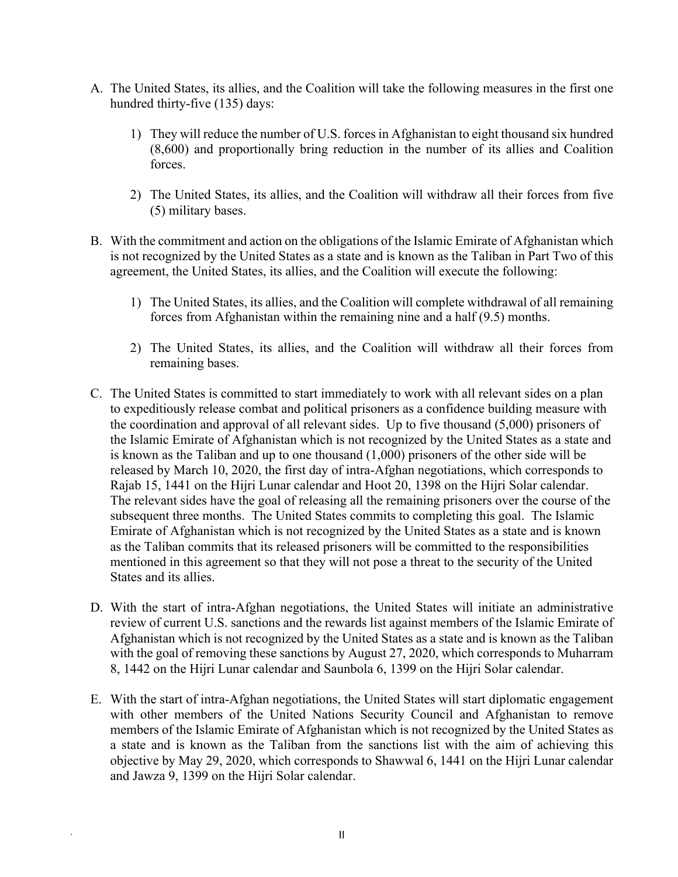A. The United States, its allies, and the Coalition will take the following measures in the first one hundred thirty-five (135) days:

   1) They will reduce the number of U.S. forces in Afghanistan to eight thousand six hundred (8,600) and proportionally bring reduction in the number of its allies and Coalition forces.

   2) The United States, its allies, and the Coalition will withdraw all their forces from five (5) military bases.

B. With the commitment and action on the obligations of the Islamic Emirate of Afghanistan which is not recognized by the United States as a state and is known as the Taliban in Part Two of this agreement, the United States, its allies, and the Coalition will execute the following:

   1) The United States, its allies, and the Coalition will complete withdrawal of all remaining forces from Afghanistan within the remaining nine and a half (9.5) months.

   2) The United States, its allies, and the Coalition will withdraw all their forces from remaining bases.

C. The United States is committed to start immediately to work with all relevant sides on a plan to expeditiously release combat and political prisoners as a confidence building measure with the coordination and approval of all relevant sides. Up to five thousand (5,000) prisoners of the Islamic Emirate of Afghanistan which is not recognized by the United States as a state and is known as the Taliban and up to one thousand (1,000) prisoners of the other side will be released by March 10, 2020, the first day of intra-Afghan negotiations, which corresponds to Rajab 15, 1441 on the Hijri Lunar calendar and Hoot 20, 1398 on the Hijri Solar calendar. The relevant sides have the goal of releasing all the remaining prisoners over the course of the subsequent three months. The United States commits to completing this goal. The Islamic Emirate of Afghanistan which is not recognized by the United States as a state and is known as the Taliban commits that its released prisoners will be committed to the responsibilities mentioned in this agreement so that they will not pose a threat to the security of the United States and its allies.

D. With the start of intra-Afghan negotiations, the United States will initiate an administrative review of current U.S. sanctions and the rewards list against members of the Islamic Emirate of Afghanistan which is not recognized by the United States as a state and is known as the Taliban with the goal of removing these sanctions by August 27, 2020, which corresponds to Muharram 8, 1442 on the Hijri Lunar calendar and Saunbola 6, 1399 on the Hijri Solar calendar.

E. With the start of intra-Afghan negotiations, the United States will start diplomatic engagement with other members of the United Nations Security Council and Afghanistan to remove members of the Islamic Emirate of Afghanistan which is not recognized by the United States as a state and is known as the Taliban from the sanctions list with the aim of achieving this objective by May 29, 2020, which corresponds to Shawwal 6, 1441 on the Hijri Lunar calendar and Jawza 9, 1399 on the Hijri Solar calendar.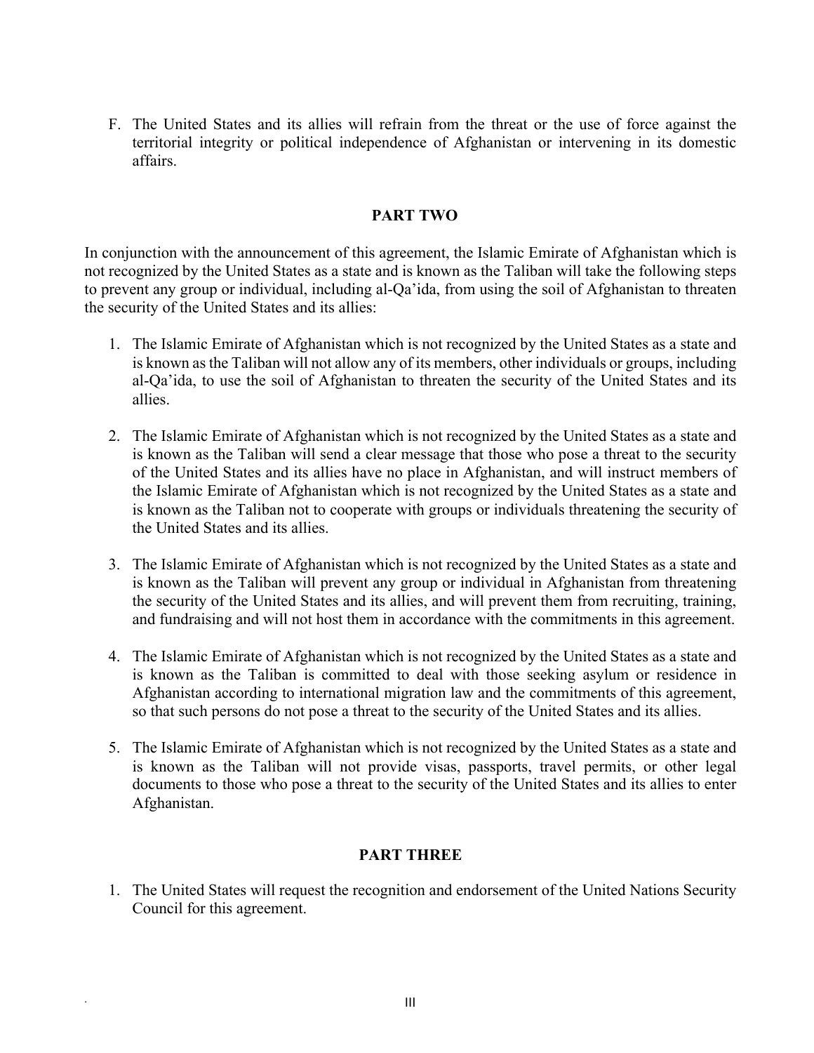F. The United States and its allies will refrain from the threat or the use of force against the territorial integrity or political independence of Afghanistan or intervening in its domestic affairs.

## PART TWO

In conjunction with the announcement of this agreement, the Islamic Emirate of Afghanistan which is not recognized by the United States as a state and is known as the Taliban will take the following steps to prevent any group or individual, including al-Qa'ida, from using the soil of Afghanistan to threaten the security of the United States and its allies:

1. The Islamic Emirate of Afghanistan which is not recognized by the United States as a state and is known as the Taliban will not allow any of its members, other individuals or groups, including al-Qa'ida, to use the soil of Afghanistan to threaten the security of the United States and its allies.

2. The Islamic Emirate of Afghanistan which is not recognized by the United States as a state and is known as the Taliban will send a clear message that those who pose a threat to the security of the United States and its allies have no place in Afghanistan, and will instruct members of the Islamic Emirate of Afghanistan which is not recognized by the United States as a state and is known as the Taliban not to cooperate with groups or individuals threatening the security of the United States and its allies.

3. The Islamic Emirate of Afghanistan which is not recognized by the United States as a state and is known as the Taliban will prevent any group or individual in Afghanistan from threatening the security of the United States and its allies, and will prevent them from recruiting, training, and fundraising and will not host them in accordance with the commitments in this agreement.

4. The Islamic Emirate of Afghanistan which is not recognized by the United States as a state and is known as the Taliban is committed to deal with those seeking asylum or residence in Afghanistan according to international migration law and the commitments of this agreement, so that such persons do not pose a threat to the security of the United States and its allies.

5. The Islamic Emirate of Afghanistan which is not recognized by the United States as a state and is known as the Taliban will not provide visas, passports, travel permits, or other legal documents to those who pose a threat to the security of the United States and its allies to enter Afghanistan.

## PART THREE

1. The United States will request the recognition and endorsement of the United Nations Security Council for this agreement.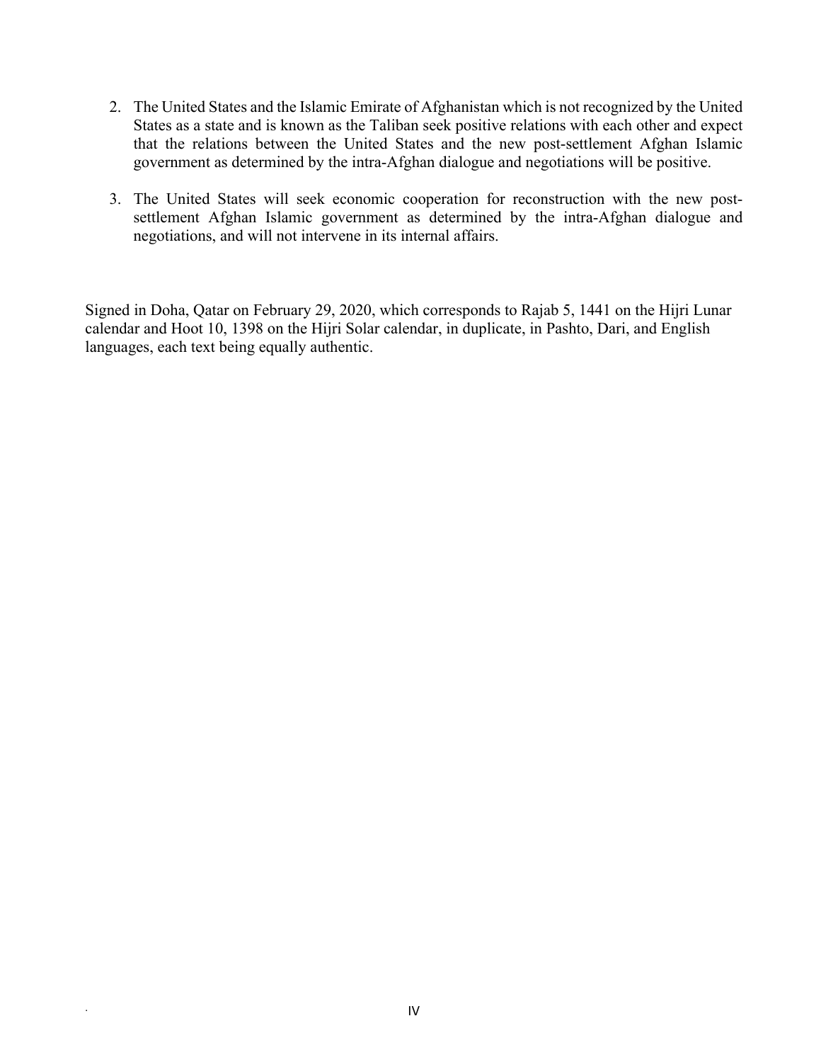2. The United States and the Islamic Emirate of Afghanistan which is not recognized by the United States as a state and is known as the Taliban seek positive relations with each other and expect that the relations between the United States and the new post-settlement Afghan Islamic government as determined by the intra-Afghan dialogue and negotiations will be positive.

3. The United States will seek economic cooperation for reconstruction with the new post-settlement Afghan Islamic government as determined by the intra-Afghan dialogue and negotiations, and will not intervene in its internal affairs.

Signed in Doha, Qatar on February 29, 2020, which corresponds to Rajab 5, 1441 on the Hijri Lunar calendar and Hoot 10, 1398 on the Hijri Solar calendar, in duplicate, in Pashto, Dari, and English languages, each text being equally authentic.